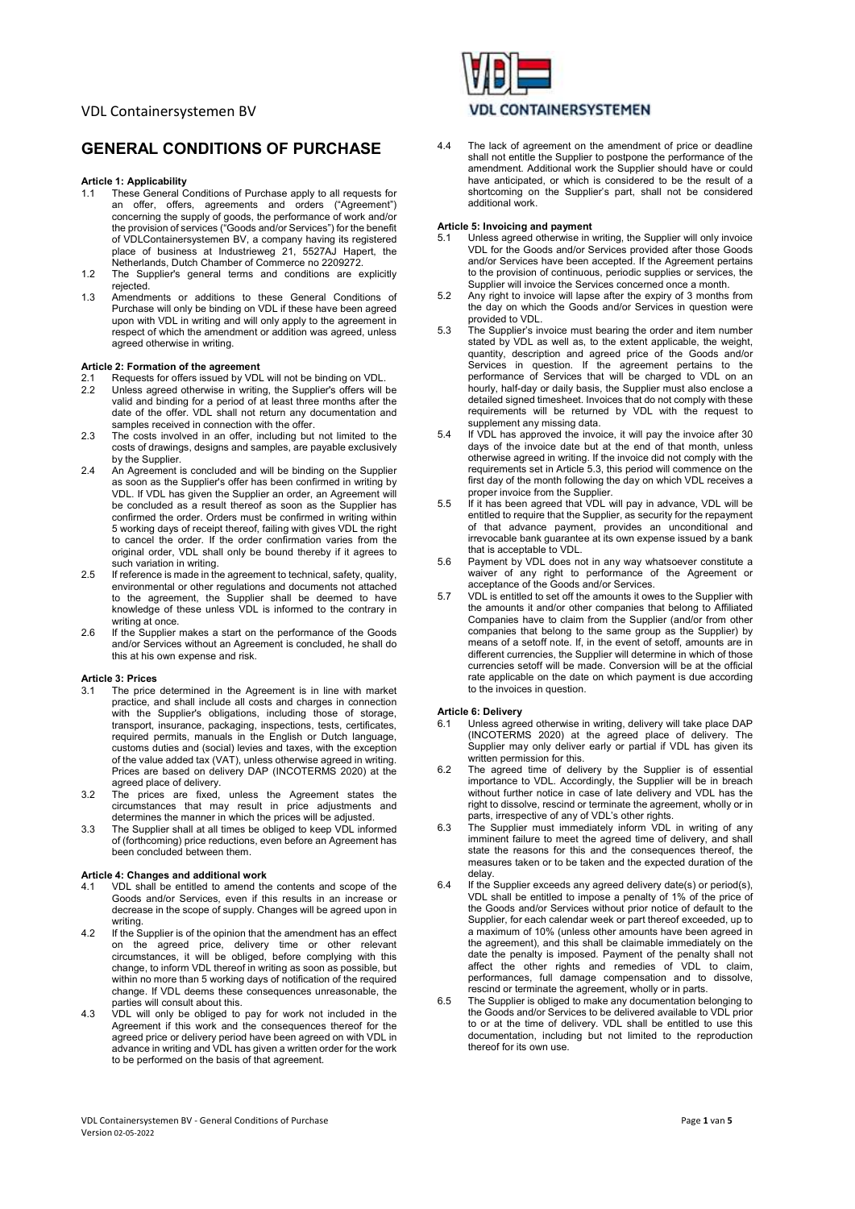# GENERAL CONDITIONS OF PURCHASE

**Article 1: Applicability**

1.1 These General Conditions of Purchase apply to all requests for an offer, offers, agreements and orders ("Agreement") concerning the supply of goods, the performance of work and/or the provision of services ("Goods and/or Services") for the benefit of VDLContainersystemen BV, a company having its registered place of business at Industrieweg 21, 5527AJ Hapert, the Netherlands, Dutch Chamber of Commerce no 2209272.

1.2 The Supplier's general terms and conditions are explicitly rejected.

1.3 Amendments or additions to these General Conditions of Purchase will only be binding on VDL if these have been agreed upon with VDL in writing and will only apply to the agreement in respect of which the amendment or addition was agreed, unless agreed otherwise in writing.

**Article 2: Formation of the agreement**

2.1 Requests for offers issued by VDL will not be binding on VDL.

2.2 Unless agreed otherwise in writing, the Supplier's offers will be valid and binding for a period of at least three months after the date of the offer. VDL shall not return any documentation and samples received in connection with the offer.

2.3 The costs involved in an offer, including but not limited to the costs of drawings, designs and samples, are payable exclusively by the Supplier.

2.4 An Agreement is concluded and will be binding on the Supplier as soon as the Supplier's offer has been confirmed in writing by VDL. If VDL has given the Supplier an order, an Agreement will be concluded as a result thereof as soon as the Supplier has confirmed the order. Orders must be confirmed in writing within 5 working days of receipt thereof, failing with gives VDL the right to cancel the order. If the order confirmation varies from the original order, VDL shall only be bound thereby if it agrees to such variation in writing.

2.5 If reference is made in the agreement to technical, safety, quality, environmental or other regulations and documents not attached to the agreement, the Supplier shall be deemed to have knowledge of these unless VDL is informed to the contrary in writing at once.

2.6 If the Supplier makes a start on the performance of the Goods and/or Services without an Agreement is concluded, he shall do this at his own expense and risk.

**Article 3: Prices**

3.1 The price determined in the Agreement is in line with market practice, and shall include all costs and charges in connection with the Supplier's obligations, including those of storage, transport, insurance, packaging, inspections, tests, certificates, required permits, manuals in the English or Dutch language, customs duties and (social) levies and taxes, with the exception of the value added tax (VAT), unless otherwise agreed in writing. Prices are based on delivery DAP (INCOTERMS 2020) at the agreed place of delivery.

3.2 The prices are fixed, unless the Agreement states the circumstances that may result in price adjustments and determines the manner in which the prices will be adjusted.

3.3 The Supplier shall at all times be obliged to keep VDL informed of (forthcoming) price reductions, even before an Agreement has been concluded between them.

**Article 4: Changes and additional work**

4.1 VDL shall be entitled to amend the contents and scope of the Goods and/or Services, even if this results in an increase or decrease in the scope of supply. Changes will be agreed upon in writing.

4.2 If the Supplier is of the opinion that the amendment has an effect on the agreed price, delivery time or other relevant circumstances, it will be obliged, before complying with this change, to inform VDL thereof in writing as soon as possible, but within no more than 5 working days of notification of the required change. If VDL deems these consequences unreasonable, the parties will consult about this.

4.3 VDL will only be obliged to pay for work not included in the Agreement if this work and the consequences thereof for the agreed price or delivery period have been agreed on with VDL in advance in writing and VDL has given a written order for the work to be performed on the basis of that agreement.

4.4 The lack of agreement on the amendment of price or deadline shall not entitle the Supplier to postpone the performance of the amendment. Additional work the Supplier should have or could have anticipated, or which is considered to be the result of a shortcoming on the Supplier's part, shall not be considered additional work.

**Article 5: Invoicing and payment**

5.1 Unless agreed otherwise in writing, the Supplier will only invoice VDL for the Goods and/or Services provided after those Goods and/or Services have been accepted. If the Agreement pertains to the provision of continuous, periodic supplies or services, the Supplier will invoice the Services concerned once a month.

5.2 Any right to invoice will lapse after the expiry of 3 months from the day on which the Goods and/or Services in question were provided to VDL.

5.3 The Supplier's invoice must bearing the order and item number stated by VDL as well as, to the extent applicable, the weight, quantity, description and agreed price of the Goods and/or Services in question. If the agreement pertains to the performance of Services that will be charged to VDL on an hourly, half-day or daily basis, the Supplier must also enclose a detailed signed timesheet. Invoices that do not comply with these requirements will be returned by VDL with the request to supplement any missing data.

5.4 If VDL has approved the invoice, it will pay the invoice after 30 days of the invoice date but at the end of that month, unless otherwise agreed in writing. If the invoice did not comply with the requirements set in Article 5.3, this period will commence on the first day of the month following the day on which VDL receives a proper invoice from the Supplier.

5.5 If it has been agreed that VDL will pay in advance, VDL will be entitled to require that the Supplier, as security for the repayment of that advance payment, provides an unconditional and irrevocable bank guarantee at its own expense issued by a bank that is acceptable to VDL.

5.6 Payment by VDL does not in any way whatsoever constitute a waiver of any right to performance of the Agreement or acceptance of the Goods and/or Services.

5.7 VDL is entitled to set off the amounts it owes to the Supplier with the amounts it and/or other companies that belong to Affiliated Companies have to claim from the Supplier (and/or from other companies that belong to the same group as the Supplier) by means of a setoff note. If, in the event of setoff, amounts are in different currencies, the Supplier will determine in which of those currencies setoff will be made. Conversion will be at the official rate applicable on the date on which payment is due according to the invoices in question.

**Article 6: Delivery**

6.1 Unless agreed otherwise in writing, delivery will take place DAP (INCOTERMS 2020) at the agreed place of delivery. The Supplier may only deliver early or partial if VDL has given its written permission for this.

6.2 The agreed time of delivery by the Supplier is of essential importance to VDL. Accordingly, the Supplier will be in breach without further notice in case of late delivery and VDL has the right to dissolve, rescind or terminate the agreement, wholly or in parts, irrespective of any of VDL's other rights.

6.3 The Supplier must immediately inform VDL in writing of any imminent failure to meet the agreed time of delivery, and shall state the reasons for this and the consequences thereof, the measures taken or to be taken and the expected duration of the delay.

6.4 If the Supplier exceeds any agreed delivery date(s) or period(s), VDL shall be entitled to impose a penalty of 1% of the price of the Goods and/or Services without prior notice of default to the Supplier, for each calendar week or part thereof exceeded, up to a maximum of 10% (unless other amounts have been agreed in the agreement), and this shall be claimable immediately on the date the penalty is imposed. Payment of the penalty shall not affect the other rights and remedies of VDL to claim, performances, full damage compensation and to dissolve, rescind or terminate the agreement, wholly or in parts.

6.5 The Supplier is obliged to make any documentation belonging to the Goods and/or Services to be delivered available to VDL prior to or at the time of delivery. VDL shall be entitled to use this documentation, including but not limited to the reproduction thereof for its own use.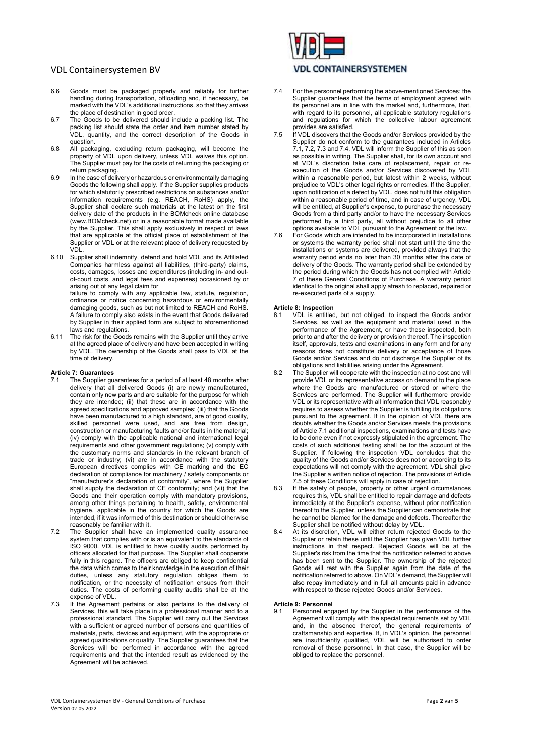6.6 Goods must be packaged properly and reliably for further handling during transportation, offloading and, if necessary, be marked with the VDL's additional instructions, so that they arrives the place of destination in good order.

6.7 The Goods to be delivered should include a packing list. The packing list should state the order and item number stated by VDL, quantity, and the correct description of the Goods in question.

6.8 All packaging, excluding return packaging, will become the property of VDL upon delivery, unless VDL waives this option. The Supplier must pay for the costs of returning the packaging or return packaging.

6.9 In the case of delivery or hazardous or environmentally damaging Goods the following shall apply. If the Supplier supplies products for which statutorily prescribed restrictions on substances and/or information requirements (e.g. REACH, RoHS) apply, the Supplier shall declare such materials at the latest on the first delivery date of the products in the BOMcheck online database (www.BOMcheck.net) or in a reasonable format made available by the Supplier. This shall apply exclusively in respect of laws that are applicable at the official place of establishment of the Supplier or VDL or at the relevant place of delivery requested by VDL.

6.10 Supplier shall indemnify, defend and hold VDL and its Affiliated Companies harmless against all liabilities, (third-party) claims, costs, damages, losses and expenditures (including in- and out-of-court costs, and legal fees and expenses) occasioned by or arising out of any legal claim for
failure to comply with any applicable law, statute, regulation, ordinance or notice concerning hazardous or environmentally damaging goods, such as but not limited to REACH and RoHS. A failure to comply also exists in the event that Goods delivered by Supplier in their applied form are subject to aforementioned laws and regulations.

6.11 The risk for the Goods remains with the Supplier until they arrive at the agreed place of delivery and have been accepted in writing by VDL. The ownership of the Goods shall pass to VDL at the time of delivery.

**Article 7: Guarantees**

7.1 The Supplier guarantees for a period of at least 48 months after delivery that all delivered Goods (i) are newly manufactured, contain only new parts and are suitable for the purpose for which they are intended; (ii) that these are in accordance with the agreed specifications and approved samples; (iii) that the Goods have been manufactured to a high standard, are of good quality, skilled personnel were used, and are free from design, construction or manufacturing faults and/or faults in the material; (iv) comply with the applicable national and international legal requirements and other government regulations; (v) comply with the customary norms and standards in the relevant branch of trade or industry; (vi) are in accordance with the statutory European directives complies with CE marking and the EC declaration of compliance for machinery / safety components or "manufacturer's declaration of conformity", where the Supplier shall supply the declaration of CE conformity; and (vii) that the Goods and their operation comply with mandatory provisions, among other things pertaining to health, safety, environmental hygiene, applicable in the country for which the Goods are intended, if it was informed of this destination or should otherwise reasonably be familiar with it.

7.2 The Supplier shall have an implemented quality assurance system that complies with or is an equivalent to the standards of ISO 9000. VDL is entitled to have quality audits performed by officers allocated for that purpose. The Supplier shall cooperate fully in this regard. The officers are obliged to keep confidential the data which comes to their knowledge in the execution of their duties, unless any statutory regulation obliges them to notification, or the necessity of notification ensues from their duties. The costs of performing quality audits shall be at the expense of VDL.

7.3 If the Agreement pertains or also pertains to the delivery of Services, this will take place in a professional manner and to a professional standard. The Supplier will carry out the Services with a sufficient or agreed number of persons and quantities of materials, parts, devices and equipment, with the appropriate or agreed qualifications or quality. The Supplier guarantees that the Services will be performed in accordance with the agreed requirements and that the intended result as evidenced by the Agreement will be achieved.

7.4 For the personnel performing the above-mentioned Services: the Supplier guarantees that the terms of employment agreed with its personnel are in line with the market and, furthermore, that, with regard to its personnel, all applicable statutory regulations and regulations for which the collective labour agreement provides are satisfied.

7.5 If VDL discovers that the Goods and/or Services provided by the Supplier do not conform to the guarantees included in Articles 7.1, 7.2, 7.3 and 7.4, VDL will inform the Supplier of this as soon as possible in writing. The Supplier shall, for its own account and at VDL's discretion take care of replacement, repair or re-execution of the Goods and/or Services discovered by VDL within a reasonable period, but latest within 2 weeks, without prejudice to VDL's other legal rights or remedies. If the Supplier, upon notification of a defect by VDL, does not fulfil this obligation within a reasonable period of time, and in case of urgency, VDL will be entitled, at Supplier's expense, to purchase the necessary Goods from a third party and/or to have the necessary Services performed by a third party, all without prejudice to all other options available to VDL pursuant to the Agreement or the law.

7.6 For Goods which are intended to be incorporated in installations or systems the warranty period shall not start until the time the installations or systems are delivered, provided always that the warranty period ends no later than 30 months after the date of delivery of the Goods. The warranty period shall be extended by the period during which the Goods has not complied with Article 7 of these General Conditions of Purchase. A warranty period identical to the original shall apply afresh to replaced, repaired or re-executed parts of a supply.

**Article 8: Inspection**

8.1 VDL is entitled, but not obliged, to inspect the Goods and/or Services, as well as the equipment and material used in the performance of the Agreement, or have these inspected, both prior to and after the delivery or provision thereof. The inspection itself, approvals, tests and examinations in any form and for any reasons does not constitute delivery or acceptance of those Goods and/or Services and do not discharge the Supplier of its obligations and liabilities arising under the Agreement.

8.2 The Supplier will cooperate with the inspection at no cost and will provide VDL or its representative access on demand to the place where the Goods are manufactured or stored or where the Services are performed. The Supplier will furthermore provide VDL or its representative with all information that VDL reasonably requires to assess whether the Supplier is fulfilling its obligations pursuant to the agreement. If in the opinion of VDL there are doubts whether the Goods and/or Services meets the provisions of Article 7.1 additional inspections, examinations and tests have to be done even if not expressly stipulated in the agreement. The costs of such additional testing shall be for the account of the Supplier. If following the inspection VDL concludes that the quality of the Goods and/or Services does not or according to its expectations will not comply with the agreement, VDL shall give the Supplier a written notice of rejection. The provisions of Article 7.5 of these Conditions will apply in case of rejection.

8.3 If the safety of people, property or other urgent circumstances requires this, VDL shall be entitled to repair damage and defects immediately at the Supplier's expense, without prior notification thereof to the Supplier, unless the Supplier can demonstrate that he cannot be blamed for the damage and defects. Thereafter the Supplier shall be notified without delay by VDL.

8.4 At its discretion, VDL will either return rejected Goods to the Supplier or retain these until the Supplier has given VDL further instructions in that respect. Rejected Goods will be at the Supplier's risk from the time that the notification referred to above has been sent to the Supplier. The ownership of the rejected Goods will rest with the Supplier again from the date of the notification referred to above. On VDL's demand, the Supplier will also repay immediately and in full all amounts paid in advance with respect to those rejected Goods and/or Services.

**Article 9: Personnel**

9.1 Personnel engaged by the Supplier in the performance of the Agreement will comply with the special requirements set by VDL and, in the absence thereof, the general requirements of craftsmanship and expertise. If, in VDL's opinion, the personnel are insufficiently qualified, VDL will be authorised to order removal of these personnel. In that case, the Supplier will be obliged to replace the personnel.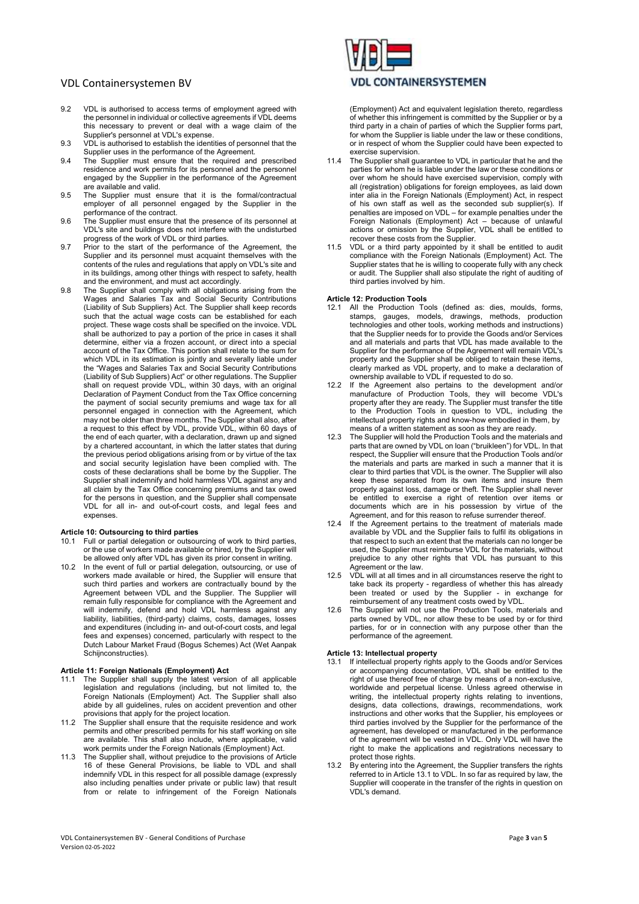9.2 VDL is authorised to access terms of employment agreed with the personnel in individual or collective agreements if VDL deems this necessary to prevent or deal with a wage claim of the Supplier's personnel at VDL's expense.

9.3 VDL is authorised to establish the identities of personnel that the Supplier uses in the performance of the Agreement.

9.4 The Supplier must ensure that the required and prescribed residence and work permits for its personnel and the personnel engaged by the Supplier in the performance of the Agreement are available and valid.

9.5 The Supplier must ensure that it is the formal/contractual employer of all personnel engaged by the Supplier in the performance of the contract.

9.6 The Supplier must ensure that the presence of its personnel at VDL's site and buildings does not interfere with the undisturbed progress of the work of VDL or third parties.

9.7 Prior to the start of the performance of the Agreement, the Supplier and its personnel must acquaint themselves with the contents of the rules and regulations that apply on VDL's site and in its buildings, among other things with respect to safety, health and the environment, and must act accordingly.

9.8 The Supplier shall comply with all obligations arising from the Wages and Salaries Tax and Social Security Contributions (Liability of Sub Suppliers) Act. The Supplier shall keep records such that the actual wage costs can be established for each project. These wage costs shall be specified on the invoice. VDL shall be authorized to pay a portion of the price in cases it shall determine, either via a frozen account, or direct into a special account of the Tax Office. This portion shall relate to the sum for which VDL in its estimation is jointly and severally liable under the "Wages and Salaries Tax and Social Security Contributions (Liability of Sub Suppliers) Act" or other regulations. The Supplier shall on request provide VDL, within 30 days, with an original Declaration of Payment Conduct from the Tax Office concerning the payment of social security premiums and wage tax for all personnel engaged in connection with the Agreement, which may not be older than three months. The Supplier shall also, after a request to this effect by VDL, provide VDL, within 60 days of the end of each quarter, with a declaration, drawn up and signed by a chartered accountant, in which the latter states that during the previous period obligations arising from or by virtue of the tax and social security legislation have been complied with. The costs of these declarations shall be borne by the Supplier. The Supplier shall indemnify and hold harmless VDL against any and all claim by the Tax Office concerning premiums and tax owed for the persons in question, and the Supplier shall compensate VDL for all in- and out-of-court costs, and legal fees and expenses.

**Article 10: Outsourcing to third parties**

10.1 Full or partial delegation or outsourcing of work to third parties, or the use of workers made available or hired, by the Supplier will be allowed only after VDL has given its prior consent in writing.

10.2 In the event of full or partial delegation, outsourcing, or use of workers made available or hired, the Supplier will ensure that such third parties and workers are contractually bound by the Agreement between VDL and the Supplier. The Supplier will remain fully responsible for compliance with the Agreement and will indemnify, defend and hold VDL harmless against any liability, liabilities, (third-party) claims, costs, damages, losses and expenditures (including in- and out-of-court costs, and legal fees and expenses) concerned, particularly with respect to the Dutch Labour Market Fraud (Bogus Schemes) Act (Wet Aanpak Schijnconstructies).

**Article 11: Foreign Nationals (Employment) Act**

11.1 The Supplier shall supply the latest version of all applicable legislation and regulations (including, but not limited to, the Foreign Nationals (Employment) Act. The Supplier shall also abide by all guidelines, rules on accident prevention and other provisions that apply for the project location.

11.2 The Supplier shall ensure that the requisite residence and work permits and other prescribed permits for his staff working on site are available. This shall also include, where applicable, valid work permits under the Foreign Nationals (Employment) Act.

11.3 The Supplier shall, without prejudice to the provisions of Article 16 of these General Provisions, be liable to VDL and shall indemnify VDL in this respect for all possible damage (expressly also including penalties under private or public law) that result from or relate to infringement of the Foreign Nationals (Employment) Act and equivalent legislation thereto, regardless of whether this infringement is committed by the Supplier or by a third party in a chain of parties of which the Supplier forms part, for whom the Supplier is liable under the law or these conditions, or in respect of whom the Supplier could have been expected to exercise supervision.

11.4 The Supplier shall guarantee to VDL in particular that he and the parties for whom he is liable under the law or these conditions or over whom he should have exercised supervision, comply with all (registration) obligations for foreign employees, as laid down inter alia in the Foreign Nationals (Employment) Act, in respect of his own staff as well as the seconded sub supplier(s). If penalties are imposed on VDL – for example penalties under the Foreign Nationals (Employment) Act – because of unlawful actions or omission by the Supplier, VDL shall be entitled to recover these costs from the Supplier.

11.5 VDL or a third party appointed by it shall be entitled to audit compliance with the Foreign Nationals (Employment) Act. The Supplier states that he is willing to cooperate fully with any check or audit. The Supplier shall also stipulate the right of auditing of third parties involved by him.

**Article 12: Production Tools**

12.1 All the Production Tools (defined as: dies, moulds, forms, stamps, gauges, models, drawings, methods, production technologies and other tools, working methods and instructions) that the Supplier needs for to provide the Goods and/or Services and all materials and parts that VDL has made available to the Supplier for the performance of the Agreement will remain VDL's property and the Supplier shall be obliged to retain these items, clearly marked as VDL property, and to make a declaration of ownership available to VDL if requested to do so.

12.2 If the Agreement also pertains to the development and/or manufacture of Production Tools, they will become VDL's property after they are ready. The Supplier must transfer the title to the Production Tools in question to VDL, including the intellectual property rights and know-how embodied in them, by means of a written statement as soon as they are ready.

12.3 The Supplier will hold the Production Tools and the materials and parts that are owned by VDL on loan ("bruikleen") for VDL. In that respect, the Supplier will ensure that the Production Tools and/or the materials and parts are marked in such a manner that it is clear to third parties that VDL is the owner. The Supplier will also keep these separated from its own items and insure them properly against loss, damage or theft. The Supplier shall never be entitled to exercise a right of retention over items or documents which are in his possession by virtue of the Agreement, and for this reason to refuse surrender thereof.

12.4 If the Agreement pertains to the treatment of materials made available by VDL and the Supplier fails to fulfil its obligations in that respect to such an extent that the materials can no longer be used, the Supplier must reimburse VDL for the materials, without prejudice to any other rights that VDL has pursuant to this Agreement or the law.

12.5 VDL will at all times and in all circumstances reserve the right to take back its property - regardless of whether this has already been treated or used by the Supplier - in exchange for reimbursement of any treatment costs owed by VDL.

12.6 The Supplier will not use the Production Tools, materials and parts owned by VDL, nor allow these to be used by or for third parties, for or in connection with any purpose other than the performance of the agreement.

**Article 13: Intellectual property**

13.1 If intellectual property rights apply to the Goods and/or Services or accompanying documentation, VDL shall be entitled to the right of use thereof free of charge by means of a non-exclusive, worldwide and perpetual license. Unless agreed otherwise in writing, the intellectual property rights relating to inventions, designs, data collections, drawings, recommendations, work instructions and other works that the Supplier, his employees or third parties involved by the Supplier for the performance of the agreement, has developed or manufactured in the performance of the agreement will be vested in VDL. Only VDL will have the right to make the applications and registrations necessary to protect those rights.

13.2 By entering into the Agreement, the Supplier transfers the rights referred to in Article 13.1 to VDL. In so far as required by law, the Supplier will cooperate in the transfer of the rights in question on VDL's demand.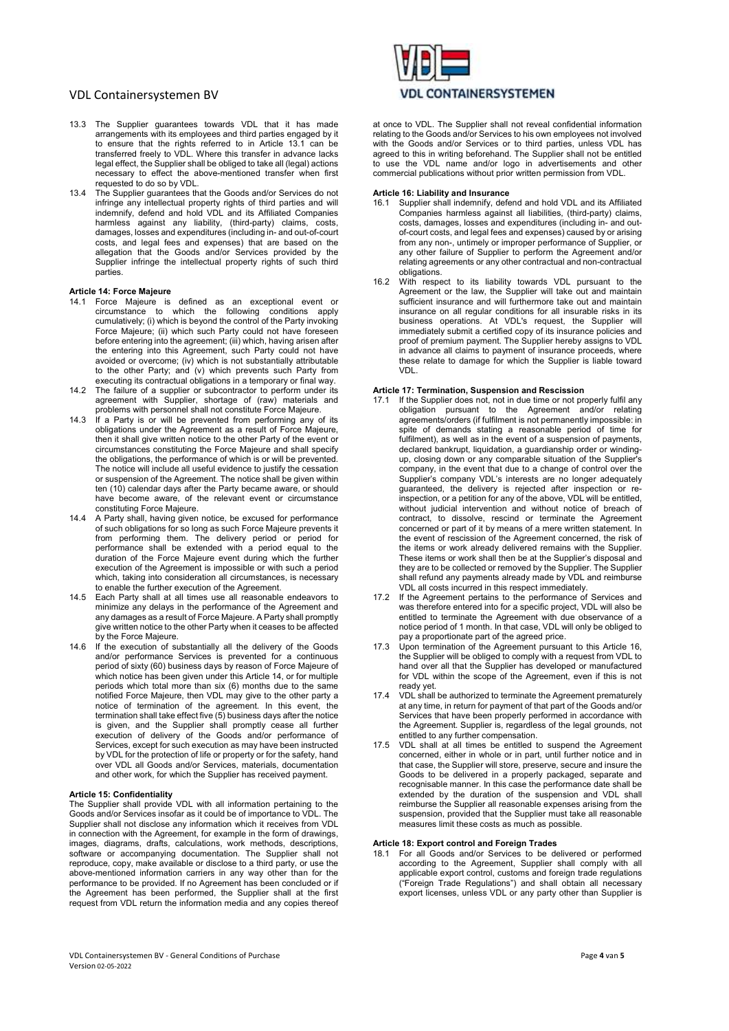13.3 The Supplier guarantees towards VDL that it has made arrangements with its employees and third parties engaged by it to ensure that the rights referred to in Article 13.1 can be transferred freely to VDL. Where this transfer in advance lacks legal effect, the Supplier shall be obliged to take all (legal) actions necessary to effect the above-mentioned transfer when first requested to do so by VDL.

13.4 The Supplier guarantees that the Goods and/or Services do not infringe any intellectual property rights of third parties and will indemnify, defend and hold VDL and its Affiliated Companies harmless against any liability, (third-party) claims, costs, damages, losses and expenditures (including in- and out-of-court costs, and legal fees and expenses) that are based on the allegation that the Goods and/or Services provided by the Supplier infringe the intellectual property rights of such third parties.

**Article 14: Force Majeure**

14.1 Force Majeure is defined as an exceptional event or circumstance to which the following conditions apply cumulatively; (i) which is beyond the control of the Party invoking Force Majeure; (ii) which such Party could not have foreseen before entering into the agreement; (iii) which, having arisen after the entering into this Agreement, such Party could not have avoided or overcome; (iv) which is not substantially attributable to the other Party; and (v) which prevents such Party from executing its contractual obligations in a temporary or final way.

14.2 The failure of a supplier or subcontractor to perform under its agreement with Supplier, shortage of (raw) materials and problems with personnel shall not constitute Force Majeure.

14.3 If a Party is or will be prevented from performing any of its obligations under the Agreement as a result of Force Majeure, then it shall give written notice to the other Party of the event or circumstances constituting the Force Majeure and shall specify the obligations, the performance of which is or will be prevented. The notice will include all useful evidence to justify the cessation or suspension of the Agreement. The notice shall be given within ten (10) calendar days after the Party became aware, or should have become aware, of the relevant event or circumstance constituting Force Majeure.

14.4 A Party shall, having given notice, be excused for performance of such obligations for so long as such Force Majeure prevents it from performing them. The delivery period or period for performance shall be extended with a period equal to the duration of the Force Majeure event during which the further execution of the Agreement is impossible or with such a period which, taking into consideration all circumstances, is necessary to enable the further execution of the Agreement.

14.5 Each Party shall at all times use all reasonable endeavors to minimize any delays in the performance of the Agreement and any damages as a result of Force Majeure. A Party shall promptly give written notice to the other Party when it ceases to be affected by the Force Majeure.

14.6 If the execution of substantially all the delivery of the Goods and/or performance Services is prevented for a continuous period of sixty (60) business days by reason of Force Majeure of which notice has been given under this Article 14, or for multiple periods which total more than six (6) months due to the same notified Force Majeure, then VDL may give to the other party a notice of termination of the agreement. In this event, the termination shall take effect five (5) business days after the notice is given, and the Supplier shall promptly cease all further execution of delivery of the Goods and/or performance of Services, except for such execution as may have been instructed by VDL for the protection of life or property or for the safety, hand over VDL all Goods and/or Services, materials, documentation and other work, for which the Supplier has received payment.

**Article 15: Confidentiality**

The Supplier shall provide VDL with all information pertaining to the Goods and/or Services insofar as it could be of importance to VDL. The Supplier shall not disclose any information which it receives from VDL in connection with the Agreement, for example in the form of drawings, images, diagrams, drafts, calculations, work methods, descriptions, software or accompanying documentation. The Supplier shall not reproduce, copy, make available or disclose to a third party, or use the above-mentioned information carriers in any way other than for the performance to be provided. If no Agreement has been concluded or if the Agreement has been performed, the Supplier shall at the first request from VDL return the information media and any copies thereof at once to VDL. The Supplier shall not reveal confidential information relating to the Goods and/or Services to his own employees not involved with the Goods and/or Services or to third parties, unless VDL has agreed to this in writing beforehand. The Supplier shall not be entitled to use the VDL name and/or logo in advertisements and other commercial publications without prior written permission from VDL.

**Article 16: Liability and Insurance**

16.1 Supplier shall indemnify, defend and hold VDL and its Affiliated Companies harmless against all liabilities, (third-party) claims, costs, damages, losses and expenditures (including in- and out-of-court costs, and legal fees and expenses) caused by or arising from any non-, untimely or improper performance of Supplier, or any other failure of Supplier to perform the Agreement and/or relating agreements or any other contractual and non-contractual obligations.

16.2 With respect to its liability towards VDL pursuant to the Agreement or the law, the Supplier will take out and maintain sufficient insurance and will furthermore take out and maintain insurance on all regular conditions for all insurable risks in its business operations. At VDL's request, the Supplier will immediately submit a certified copy of its insurance policies and proof of premium payment. The Supplier hereby assigns to VDL in advance all claims to payment of insurance proceeds, where these relate to damage for which the Supplier is liable toward VDL.

**Article 17: Termination, Suspension and Rescission**

17.1 If the Supplier does not, not in due time or not properly fulfil any obligation pursuant to the Agreement and/or relating agreements/orders (if fulfilment is not permanently impossible: in spite of demands stating a reasonable period of time for fulfilment), as well as in the event of a suspension of payments, declared bankrupt, liquidation, a guardianship order or winding-up, closing down or any comparable situation of the Supplier's company, in the event that due to a change of control over the Supplier's company VDL's interests are no longer adequately guaranteed, the delivery is rejected after inspection or re-inspection, or a petition for any of the above, VDL will be entitled, without judicial intervention and without notice of breach of contract, to dissolve, rescind or terminate the Agreement concerned or part of it by means of a mere written statement. In the event of rescission of the Agreement concerned, the risk of the items or work already delivered remains with the Supplier. These items or work shall then be at the Supplier's disposal and they are to be collected or removed by the Supplier. The Supplier shall refund any payments already made by VDL and reimburse VDL all costs incurred in this respect immediately.

17.2 If the Agreement pertains to the performance of Services and was therefore entered into for a specific project, VDL will also be entitled to terminate the Agreement with due observance of a notice period of 1 month. In that case, VDL will only be obliged to pay a proportionate part of the agreed price.

17.3 Upon termination of the Agreement pursuant to this Article 16, the Supplier will be obliged to comply with a request from VDL to hand over all that the Supplier has developed or manufactured for VDL within the scope of the Agreement, even if this is not ready yet.

17.4 VDL shall be authorized to terminate the Agreement prematurely at any time, in return for payment of that part of the Goods and/or Services that have been properly performed in accordance with the Agreement. Supplier is, regardless of the legal grounds, not entitled to any further compensation.

17.5 VDL shall at all times be entitled to suspend the Agreement concerned, either in whole or in part, until further notice and in that case, the Supplier will store, preserve, secure and insure the Goods to be delivered in a properly packaged, separate and recognisable manner. In this case the performance date shall be extended by the duration of the suspension and VDL shall reimburse the Supplier all reasonable expenses arising from the suspension, provided that the Supplier must take all reasonable measures limit these costs as much as possible.

**Article 18: Export control and Foreign Trades**

18.1 For all Goods and/or Services to be delivered or performed according to the Agreement, Supplier shall comply with all applicable export control, customs and foreign trade regulations ("Foreign Trade Regulations") and shall obtain all necessary export licenses, unless VDL or any party other than Supplier is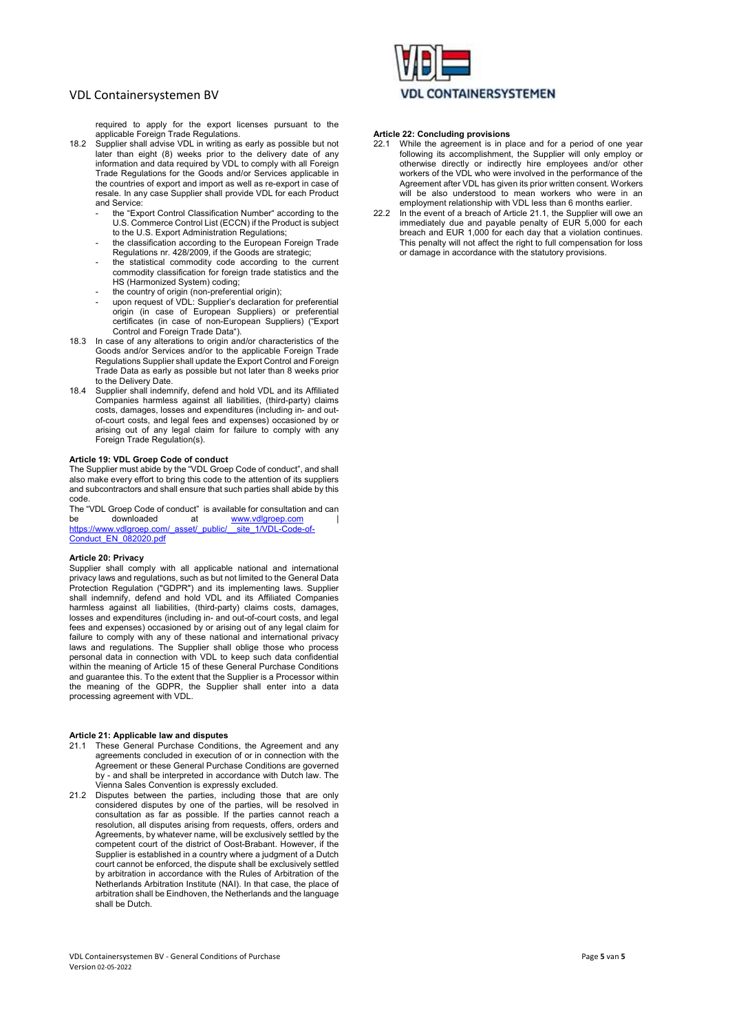required to apply for the export licenses pursuant to the applicable Foreign Trade Regulations.

18.2 Supplier shall advise VDL in writing as early as possible but not later than eight (8) weeks prior to the delivery date of any information and data required by VDL to comply with all Foreign Trade Regulations for the Goods and/or Services applicable in the countries of export and import as well as re-export in case of resale. In any case Supplier shall provide VDL for each Product and Service:
- the "Export Control Classification Number" according to the U.S. Commerce Control List (ECCN) if the Product is subject to the U.S. Export Administration Regulations;
- the classification according to the European Foreign Trade Regulations nr. 428/2009, if the Goods are strategic;
- the statistical commodity code according to the current commodity classification for foreign trade statistics and the HS (Harmonized System) coding;
- the country of origin (non-preferential origin);
- upon request of VDL: Supplier's declaration for preferential origin (in case of European Suppliers) or preferential certificates (in case of non-European Suppliers) ("Export Control and Foreign Trade Data").

18.3 In case of any alterations to origin and/or characteristics of the Goods and/or Services and/or to the applicable Foreign Trade Regulations Supplier shall update the Export Control and Foreign Trade Data as early as possible but not later than 8 weeks prior to the Delivery Date.

18.4 Supplier shall indemnify, defend and hold VDL and its Affiliated Companies harmless against all liabilities, (third-party) claims costs, damages, losses and expenditures (including in- and out-of-court costs, and legal fees and expenses) occasioned by or arising out of any legal claim for failure to comply with any Foreign Trade Regulation(s).

**Article 19: VDL Groep Code of conduct**

The Supplier must abide by the "VDL Groep Code of conduct", and shall also make every effort to bring this code to the attention of its suppliers and subcontractors and shall ensure that such parties shall abide by this code.

The "VDL Groep Code of conduct" is available for consultation and can be downloaded at www.vdlgroep.com | https://www.vdlgroep.com/_asset/_public/__site_1/VDL-Code-of-Conduct_EN_082020.pdf

**Article 20: Privacy**

Supplier shall comply with all applicable national and international privacy laws and regulations, such as but not limited to the General Data Protection Regulation ("GDPR") and its implementing laws. Supplier shall indemnify, defend and hold VDL and its Affiliated Companies harmless against all liabilities, (third-party) claims costs, damages, losses and expenditures (including in- and out-of-court costs, and legal fees and expenses) occasioned by or arising out of any legal claim for failure to comply with any of these national and international privacy laws and regulations. The Supplier shall oblige those who process personal data in connection with VDL to keep such data confidential within the meaning of Article 15 of these General Purchase Conditions and guarantee this. To the extent that the Supplier is a Processor within the meaning of the GDPR, the Supplier shall enter into a data processing agreement with VDL.

**Article 21: Applicable law and disputes**

21.1 These General Purchase Conditions, the Agreement and any agreements concluded in execution of or in connection with the Agreement or these General Purchase Conditions are governed by - and shall be interpreted in accordance with Dutch law. The Vienna Sales Convention is expressly excluded.

21.2 Disputes between the parties, including those that are only considered disputes by one of the parties, will be resolved in consultation as far as possible. If the parties cannot reach a resolution, all disputes arising from requests, offers, orders and Agreements, by whatever name, will be exclusively settled by the competent court of the district of Oost-Brabant. However, if the Supplier is established in a country where a judgment of a Dutch court cannot be enforced, the dispute shall be exclusively settled by arbitration in accordance with the Rules of Arbitration of the Netherlands Arbitration Institute (NAI). In that case, the place of arbitration shall be Eindhoven, the Netherlands and the language shall be Dutch.

**Article 22: Concluding provisions**

22.1 While the agreement is in place and for a period of one year following its accomplishment, the Supplier will only employ or otherwise directly or indirectly hire employees and/or other workers of the VDL who were involved in the performance of the Agreement after VDL has given its prior written consent. Workers will be also understood to mean workers who were in an employment relationship with VDL less than 6 months earlier.

22.2 In the event of a breach of Article 21.1, the Supplier will owe an immediately due and payable penalty of EUR 5,000 for each breach and EUR 1,000 for each day that a violation continues. This penalty will not affect the right to full compensation for loss or damage in accordance with the statutory provisions.